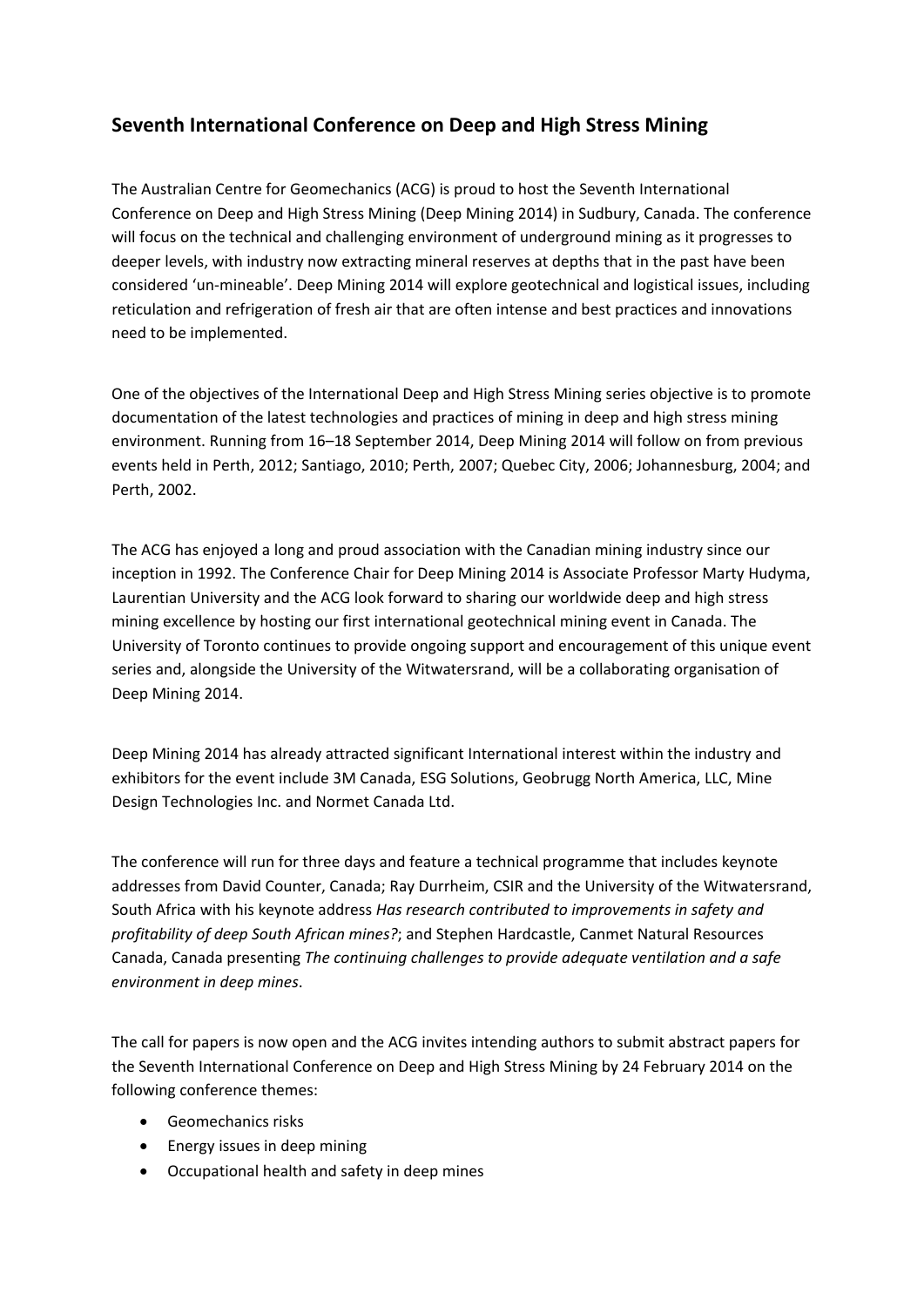## Seventh International Conference on Deep and High Stress Mining

The Australian Centre for Geomechanics (ACG) is proud to host the Seventh International Conference on Deep and High Stress Mining (Deep Mining 2014) in Sudbury, Canada. The conference will focus on the technical and challenging environment of underground mining as it progresses to deeper levels, with industry now extracting mineral reserves at depths that in the past have been considered 'un-mineable'. Deep Mining 2014 will explore geotechnical and logistical issues, including reticulation and refrigeration of fresh air that are often intense and best practices and innovations need to be implemented.

One of the objectives of the International Deep and High Stress Mining series objective is to promote documentation of the latest technologies and practices of mining in deep and high stress mining environment. Running from 16–18 September 2014, Deep Mining 2014 will follow on from previous events held in Perth, 2012; Santiago, 2010; Perth, 2007; Quebec City, 2006; Johannesburg, 2004; and Perth, 2002.

The ACG has enjoyed a long and proud association with the Canadian mining industry since our inception in 1992. The Conference Chair for Deep Mining 2014 is Associate Professor Marty Hudyma, Laurentian University and the ACG look forward to sharing our worldwide deep and high stress mining excellence by hosting our first international geotechnical mining event in Canada. The University of Toronto continues to provide ongoing support and encouragement of this unique event series and, alongside the University of the Witwatersrand, will be a collaborating organisation of Deep Mining 2014.

Deep Mining 2014 has already attracted significant International interest within the industry and exhibitors for the event include 3M Canada, ESG Solutions, Geobrugg North America, LLC, Mine Design Technologies Inc. and Normet Canada Ltd.

The conference will run for three days and feature a technical programme that includes keynote addresses from David Counter, Canada; Ray Durrheim, CSIR and the University of the Witwatersrand, South Africa with his keynote address *Has research contributed to improvements in safety and profitability of deep South African mines?*; and Stephen Hardcastle, Canmet Natural Resources Canada, Canada presenting *The continuing challenges to provide adequate ventilation and a safe environment in deep mines*.

The call for papers is now open and the ACG invites intending authors to submit abstract papers for the Seventh International Conference on Deep and High Stress Mining by 24 February 2014 on the following conference themes:

- Geomechanics risks
- Energy issues in deep mining
- Occupational health and safety in deep mines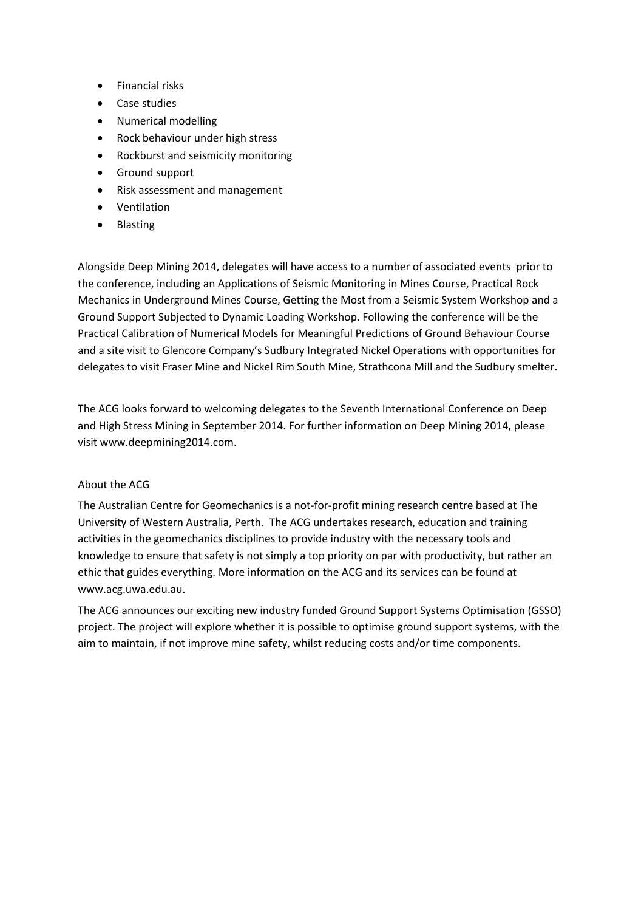- Financial risks
- Case studies
- Numerical modelling
- Rock behaviour under high stress
- Rockburst and seismicity monitoring
- Ground support
- Risk assessment and management
- Ventilation
- Blasting

Alongside Deep Mining 2014, delegates will have access to a number of associated events prior to the conference, including an Applications of Seismic Monitoring in Mines Course, Practical Rock Mechanics in Underground Mines Course, Getting the Most from a Seismic System Workshop and a Ground Support Subjected to Dynamic Loading Workshop. Following the conference will be the Practical Calibration of Numerical Models for Meaningful Predictions of Ground Behaviour Course and a site visit to Glencore Company's Sudbury Integrated Nickel Operations with opportunities for delegates to visit Fraser Mine and Nickel Rim South Mine, Strathcona Mill and the Sudbury smelter.

The ACG looks forward to welcoming delegates to the Seventh International Conference on Deep and High Stress Mining in September 2014. For further information on Deep Mining 2014, please visit www.deepmining2014.com.

About the ACG

The Australian Centre for Geomechanics is a not-for-profit mining research centre based at The University of Western Australia, Perth. The ACG undertakes research, education and training activities in the geomechanics disciplines to provide industry with the necessary tools and knowledge to ensure that safety is not simply a top priority on par with productivity, but rather an ethic that guides everything. More information on the ACG and its services can be found at www.acg.uwa.edu.au.

The ACG announces our exciting new industry funded Ground Support Systems Optimisation (GSSO) project. The project will explore whether it is possible to optimise ground support systems, with the aim to maintain, if not improve mine safety, whilst reducing costs and/or time components.